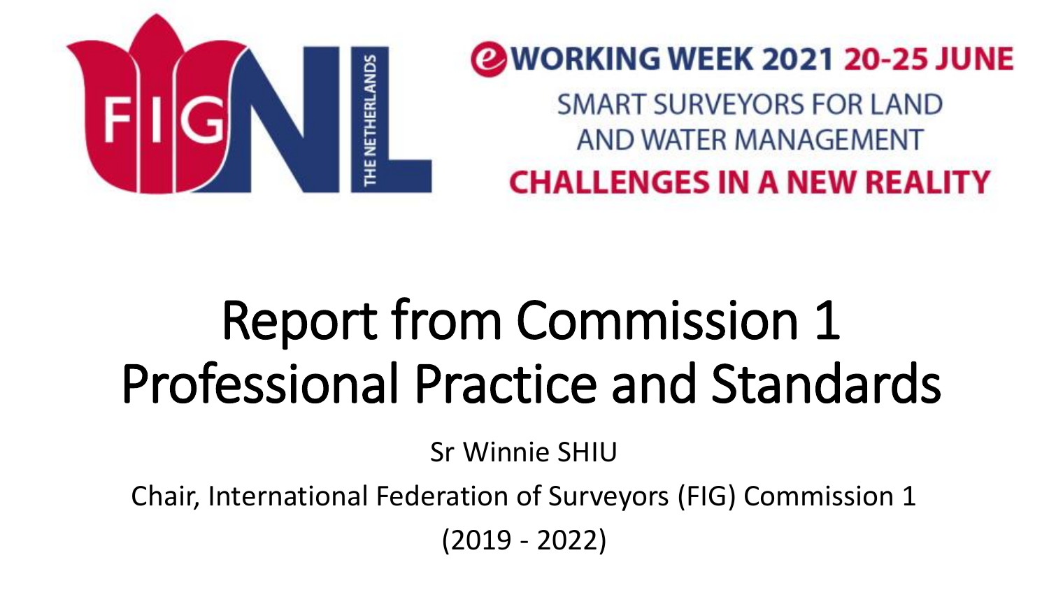FIG NL THE NETHERLANDS

e WORKING WEEK 2021 20-25 JUNE

SMART SURVEYORS FOR LAND AND WATER MANAGEMENT

CHALLENGES IN A NEW REALITY

# Report from Commission 1 Professional Practice and Standards

Sr Winnie SHIU

Chair, International Federation of Surveyors (FIG) Commission 1

(2019 - 2022)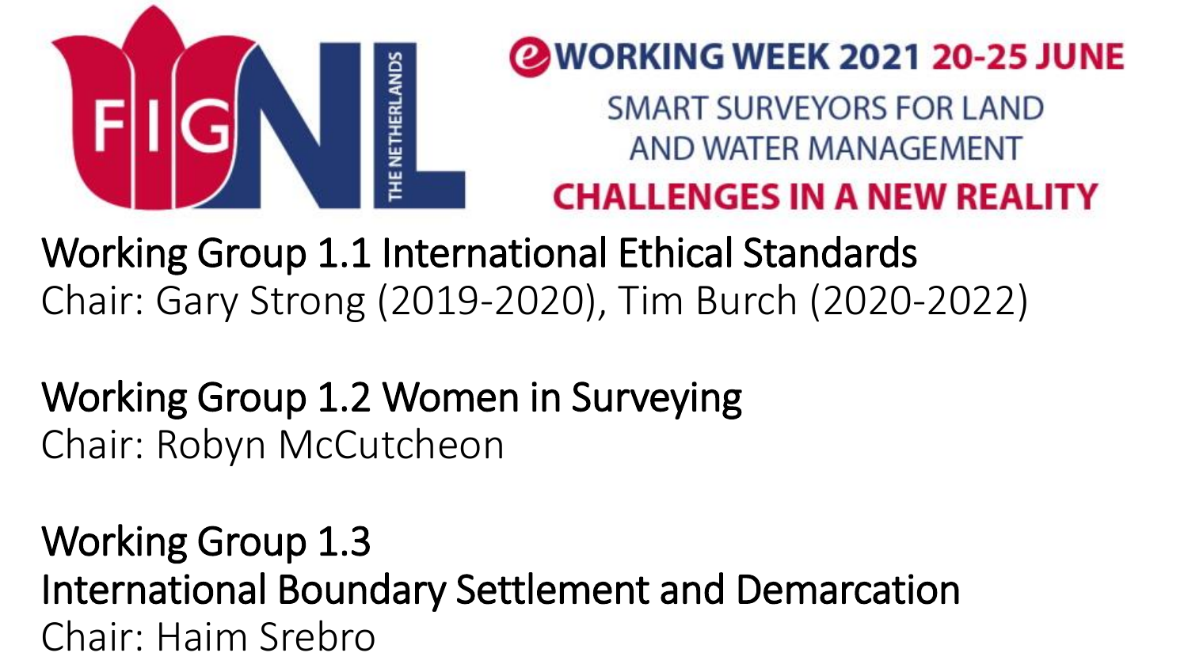eWORKING WEEK 2021 20-25 JUNE

SMART SURVEYORS FOR LAND AND WATER MANAGEMENT

CHALLENGES IN A NEW REALITY

## Working Group 1.1 International Ethical Standards

Chair: Gary Strong (2019-2020), Tim Burch (2020-2022)

## Working Group 1.2 Women in Surveying

Chair: Robyn McCutcheon

## Working Group 1.3 International Boundary Settlement and Demarcation

Chair: Haim Srebro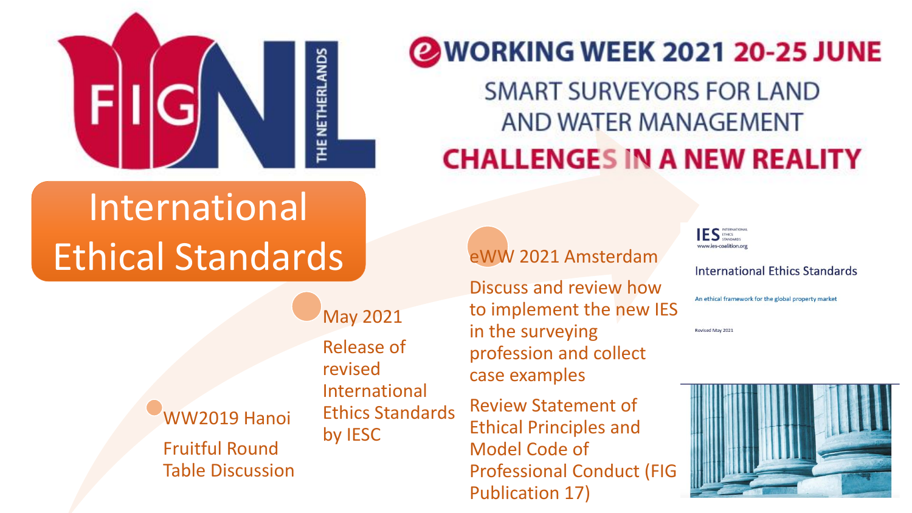# International Ethical Standards

**eWORKING WEEK 2021 20-25 JUNE**

SMART SURVEYORS FOR LAND AND WATER MANAGEMENT

**CHALLENGES IN A NEW REALITY**

FIG NL THE NETHERLANDS

- **WW2019 Hanoi**
  Fruitful Round Table Discussion
- **May 2021**
  Release of revised International Ethics Standards by IESC
- **eWW 2021 Amsterdam**
  Discuss and review how to implement the new IES in the surveying profession and collect case examples
  Review Statement of Ethical Principles and Model Code of Professional Conduct (FIG Publication 17)

IES INTERNATIONAL ETHICS STANDARDS
www.ies-coalition.org

International Ethics Standards

An ethical framework for the global property market

Revised May 2021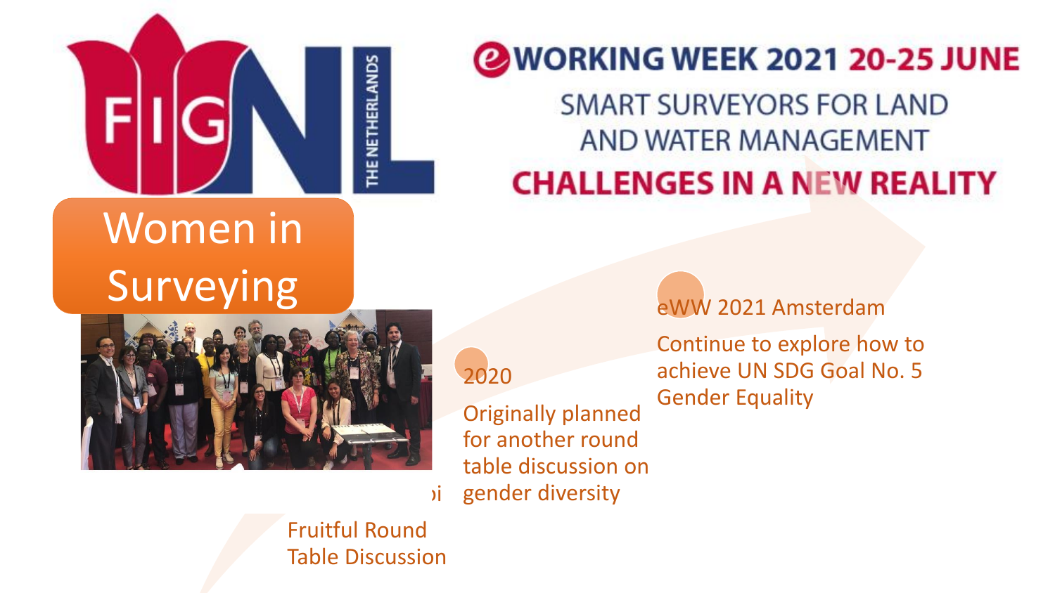**eWORKING WEEK 2021 20-25 JUNE**

SMART SURVEYORS FOR LAND AND WATER MANAGEMENT

**CHALLENGES IN A NEW REALITY**

# Women in Surveying

Fruitful Round Table Discussion

**2020**

Originally planned for another round table discussion on gender diversity

**eWW 2021 Amsterdam**

Continue to explore how to achieve UN SDG Goal No. 5 Gender Equality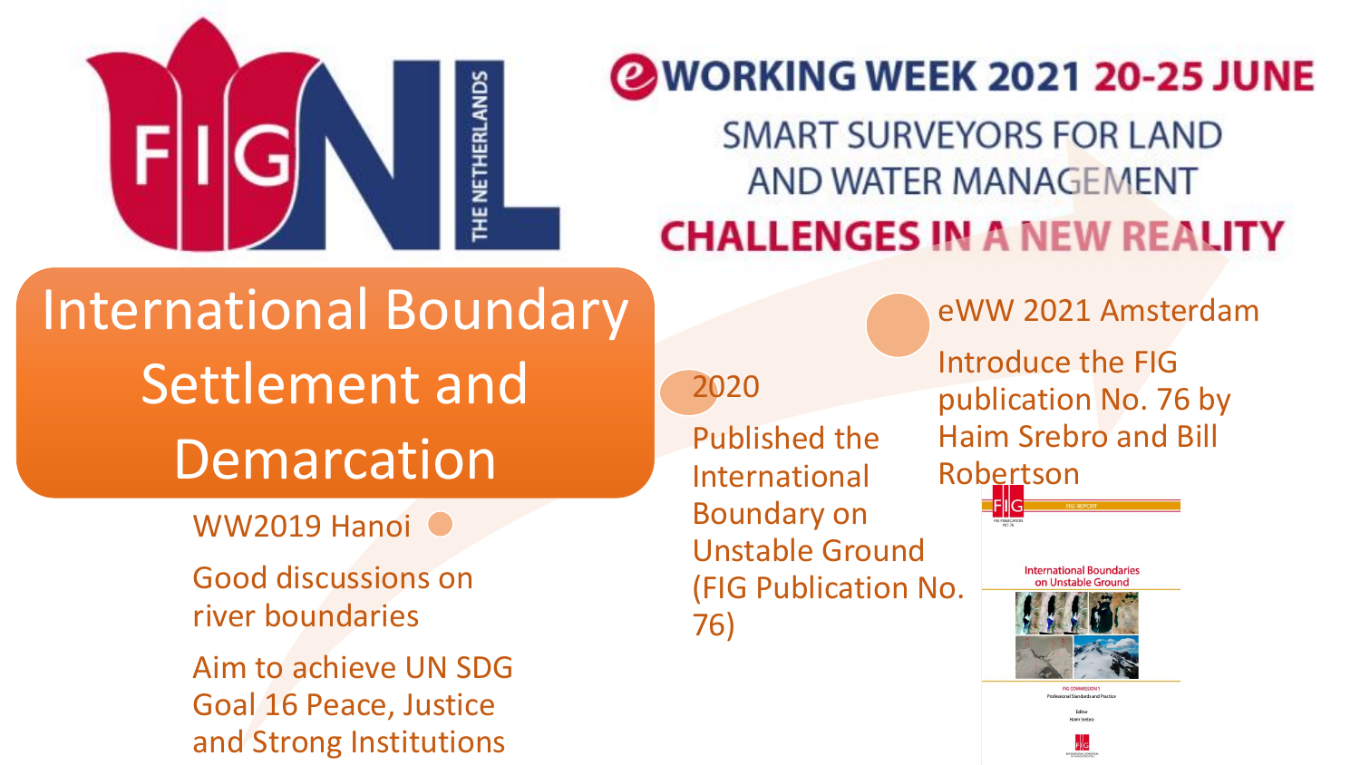**eWORKING WEEK 2021 20-25 JUNE**

SMART SURVEYORS FOR LAND AND WATER MANAGEMENT

**CHALLENGES IN A NEW REALITY**

# International Boundary Settlement and Demarcation

**WW2019 Hanoi**

Good discussions on river boundaries

Aim to achieve UN SDG Goal 16 Peace, Justice and Strong Institutions

**2020**

Published the International Boundary on Unstable Ground (FIG Publication No. 76)

**eWW 2021 Amsterdam**

Introduce the FIG publication No. 76 by Haim Srebro and Bill Robertson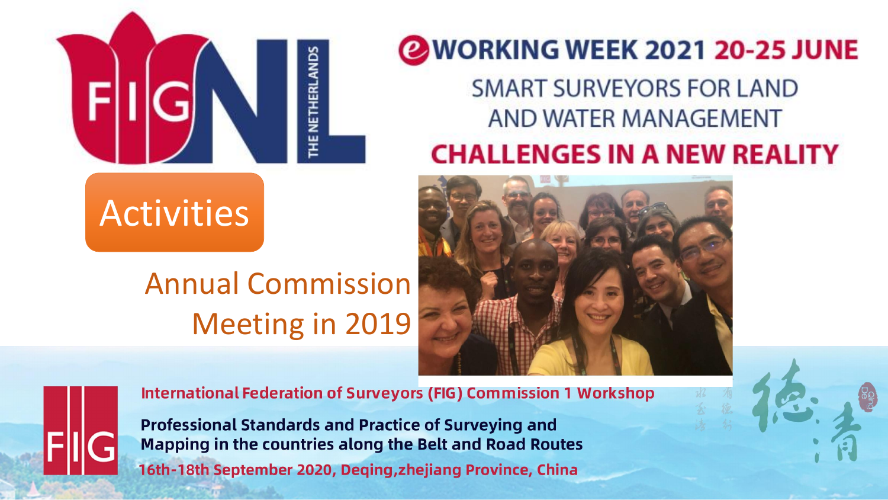FIG NL THE NETHERLANDS

# e WORKING WEEK 2021 20-25 JUNE

SMART SURVEYORS FOR LAND AND WATER MANAGEMENT

**CHALLENGES IN A NEW REALITY**

## Activities

Annual Commission Meeting in 2019

**International Federation of Surveyors (FIG) Commission 1 Workshop**

**Professional Standards and Practice of Surveying and Mapping in the countries along the Belt and Road Routes**

**16th-18th September 2020, Deqing,zhejiang Province, China**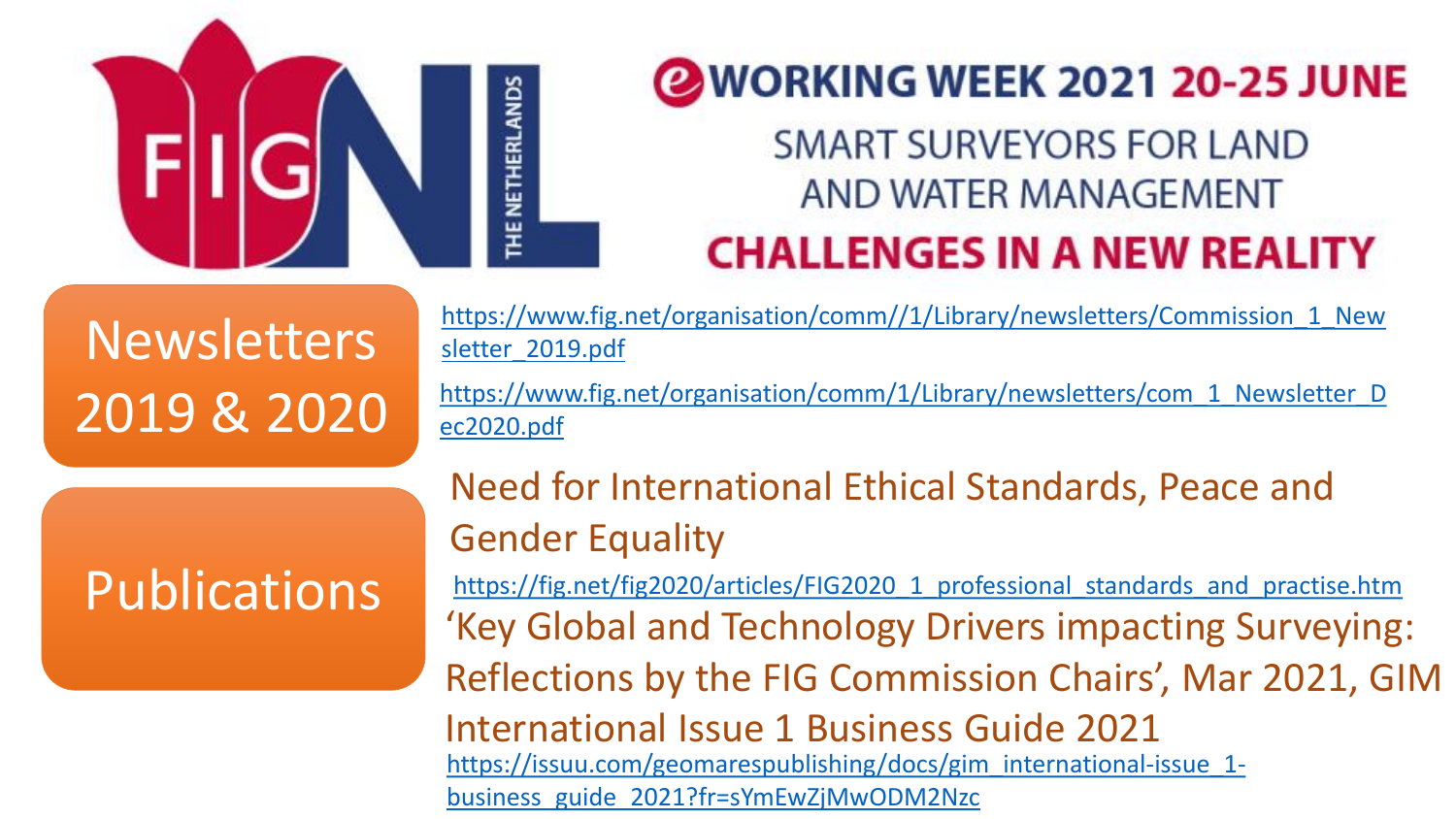# eWORKING WEEK 2021 20-25 JUNE

SMART SURVEYORS FOR LAND AND WATER MANAGEMENT

CHALLENGES IN A NEW REALITY

## Newsletters 2019 & 2020

https://www.fig.net/organisation/comm//1/Library/newsletters/Commission_1_Newsletter_2019.pdf

https://www.fig.net/organisation/comm/1/Library/newsletters/com_1_Newsletter_Dec2020.pdf

## Publications

Need for International Ethical Standards, Peace and Gender Equality

https://fig.net/fig2020/articles/FIG2020_1_professional_standards_and_practise.htm

'Key Global and Technology Drivers impacting Surveying: Reflections by the FIG Commission Chairs', Mar 2021, GIM International Issue 1 Business Guide 2021

https://issuu.com/geomarespublishing/docs/gim_international-issue_1-business_guide_2021?fr=sYmEwZjMwODM2Nzc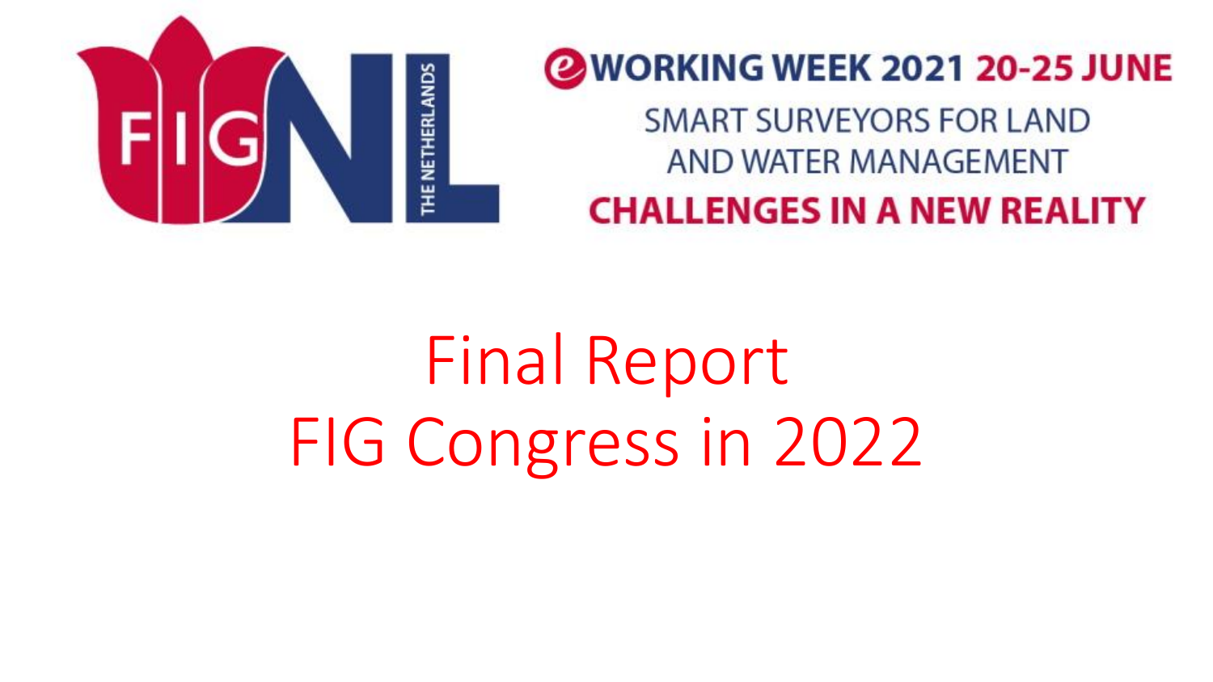FIG NL THE NETHERLANDS

e WORKING WEEK 2021 20-25 JUNE

SMART SURVEYORS FOR LAND AND WATER MANAGEMENT

CHALLENGES IN A NEW REALITY

# Final Report
# FIG Congress in 2022